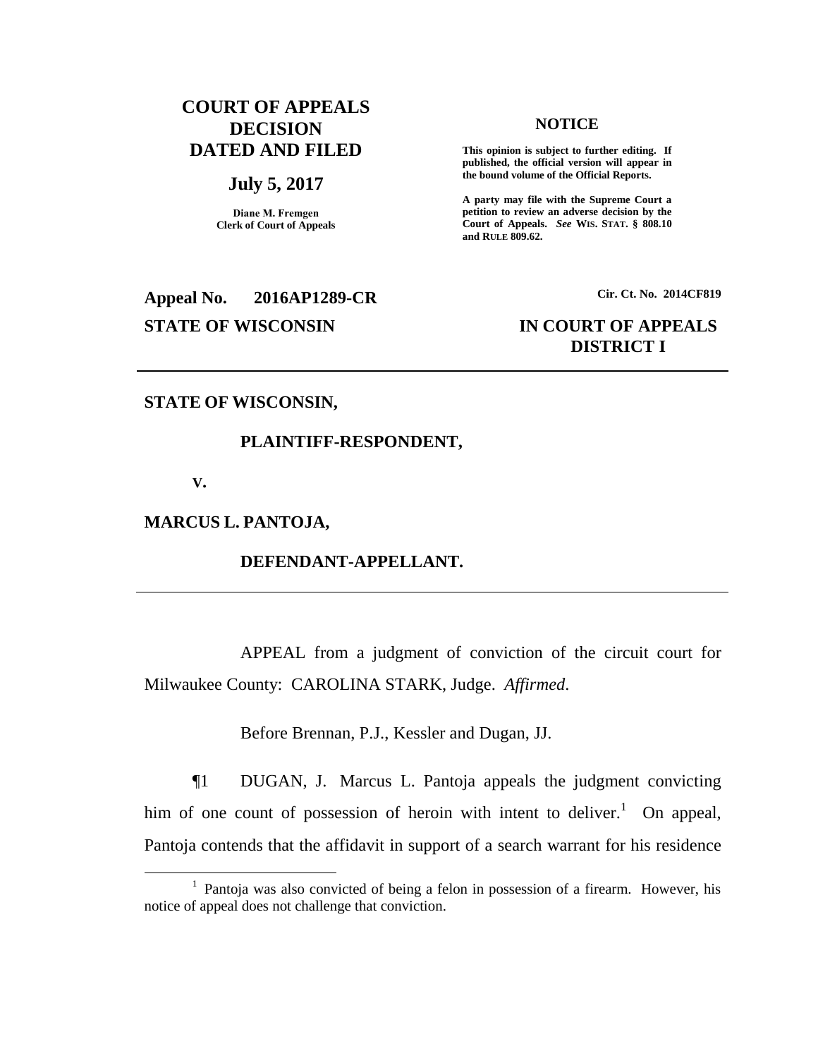**COURT OF APPEALS DECISION DATED AND FILED**

**July 5, 2017**

**Diane M. Fremgen**
**Clerk of Court of Appeals**

**NOTICE**

**This opinion is subject to further editing. If published, the official version will appear in the bound volume of the Official Reports.**

**A party may file with the Supreme Court a petition to review an adverse decision by the Court of Appeals.** ***See*** **WIS. STAT. § 808.10 and RULE 809.62.**

**Appeal No. 2016AP1289-CR**

**Cir. Ct. No. 2014CF819**

**STATE OF WISCONSIN**

**IN COURT OF APPEALS**
**DISTRICT I**

---

**STATE OF WISCONSIN,**

**PLAINTIFF-RESPONDENT,**

**V.**

**MARCUS L. PANTOJA,**

**DEFENDANT-APPELLANT.**

---

APPEAL from a judgment of conviction of the circuit court for Milwaukee County: CAROLINA STARK, Judge. *Affirmed*.

Before Brennan, P.J., Kessler and Dugan, JJ.

¶1 DUGAN, J. Marcus L. Pantoja appeals the judgment convicting him of one count of possession of heroin with intent to deliver.[1] On appeal, Pantoja contends that the affidavit in support of a search warrant for his residence

[1] Pantoja was also convicted of being a felon in possession of a firearm. However, his notice of appeal does not challenge that conviction.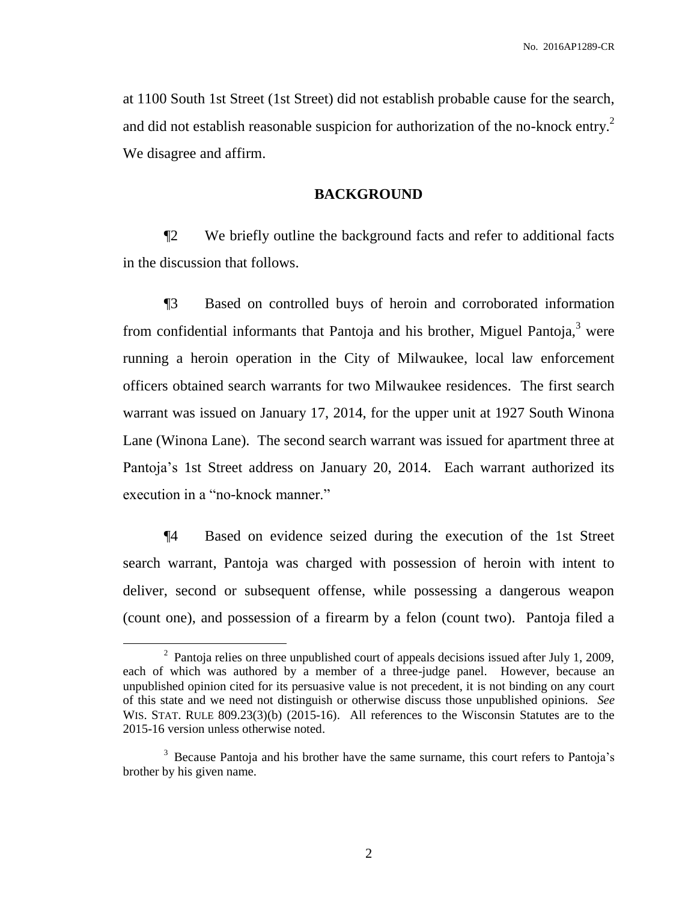at 1100 South 1st Street (1st Street) did not establish probable cause for the search, and did not establish reasonable suspicion for authorization of the no-knock entry.[2] We disagree and affirm.

## BACKGROUND

¶2 We briefly outline the background facts and refer to additional facts in the discussion that follows.

¶3 Based on controlled buys of heroin and corroborated information from confidential informants that Pantoja and his brother, Miguel Pantoja,[3] were running a heroin operation in the City of Milwaukee, local law enforcement officers obtained search warrants for two Milwaukee residences. The first search warrant was issued on January 17, 2014, for the upper unit at 1927 South Winona Lane (Winona Lane). The second search warrant was issued for apartment three at Pantoja's 1st Street address on January 20, 2014. Each warrant authorized its execution in a "no-knock manner."

¶4 Based on evidence seized during the execution of the 1st Street search warrant, Pantoja was charged with possession of heroin with intent to deliver, second or subsequent offense, while possessing a dangerous weapon (count one), and possession of a firearm by a felon (count two). Pantoja filed a

---

[2] Pantoja relies on three unpublished court of appeals decisions issued after July 1, 2009, each of which was authored by a member of a three-judge panel. However, because an unpublished opinion cited for its persuasive value is not precedent, it is not binding on any court of this state and we need not distinguish or otherwise discuss those unpublished opinions. *See* WIS. STAT. RULE 809.23(3)(b) (2015-16). All references to the Wisconsin Statutes are to the 2015-16 version unless otherwise noted.

[3] Because Pantoja and his brother have the same surname, this court refers to Pantoja's brother by his given name.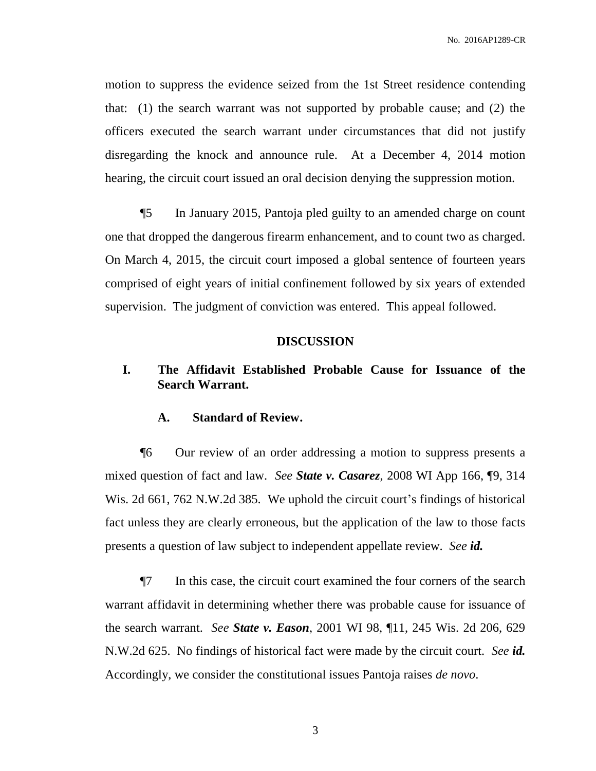motion to suppress the evidence seized from the 1st Street residence contending that: (1) the search warrant was not supported by probable cause; and (2) the officers executed the search warrant under circumstances that did not justify disregarding the knock and announce rule. At a December 4, 2014 motion hearing, the circuit court issued an oral decision denying the suppression motion.

¶5 In January 2015, Pantoja pled guilty to an amended charge on count one that dropped the dangerous firearm enhancement, and to count two as charged. On March 4, 2015, the circuit court imposed a global sentence of fourteen years comprised of eight years of initial confinement followed by six years of extended supervision. The judgment of conviction was entered. This appeal followed.

## DISCUSSION

### I. The Affidavit Established Probable Cause for Issuance of the Search Warrant.

#### A. Standard of Review.

¶6 Our review of an order addressing a motion to suppress presents a mixed question of fact and law. *See* ***State v. Casarez***, 2008 WI App 166, ¶9, 314 Wis. 2d 661, 762 N.W.2d 385. We uphold the circuit court's findings of historical fact unless they are clearly erroneous, but the application of the law to those facts presents a question of law subject to independent appellate review. *See* ***id.***

¶7 In this case, the circuit court examined the four corners of the search warrant affidavit in determining whether there was probable cause for issuance of the search warrant. *See* ***State v. Eason***, 2001 WI 98, ¶11, 245 Wis. 2d 206, 629 N.W.2d 625. No findings of historical fact were made by the circuit court. *See* ***id.*** Accordingly, we consider the constitutional issues Pantoja raises *de novo*.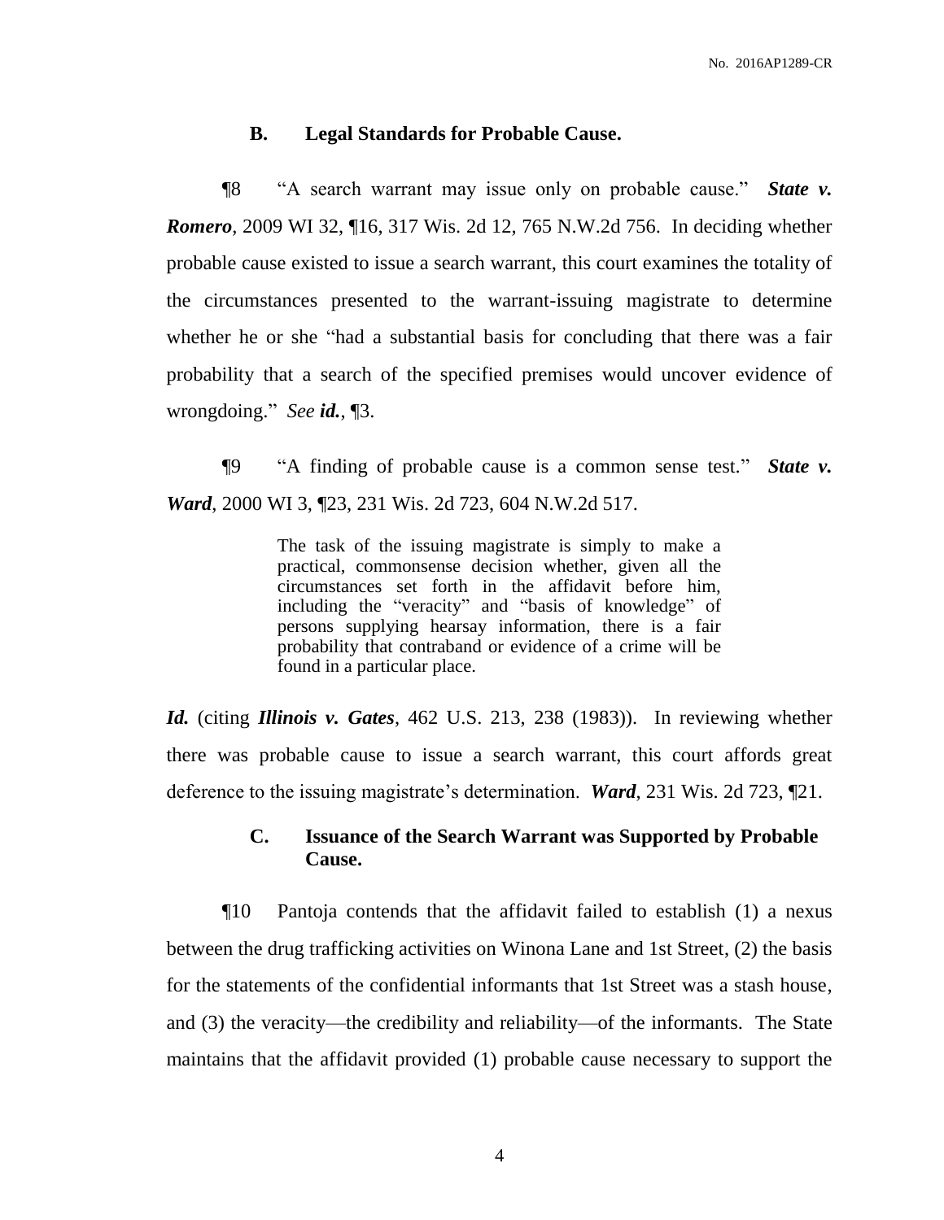### B. Legal Standards for Probable Cause.

¶8 "A search warrant may issue only on probable cause." ***State v. Romero***, 2009 WI 32, ¶16, 317 Wis. 2d 12, 765 N.W.2d 756. In deciding whether probable cause existed to issue a search warrant, this court examines the totality of the circumstances presented to the warrant-issuing magistrate to determine whether he or she "had a substantial basis for concluding that there was a fair probability that a search of the specified premises would uncover evidence of wrongdoing." *See* ***id.***, ¶3.

¶9 "A finding of probable cause is a common sense test." ***State v. Ward***, 2000 WI 3, ¶23, 231 Wis. 2d 723, 604 N.W.2d 517.

> The task of the issuing magistrate is simply to make a practical, commonsense decision whether, given all the circumstances set forth in the affidavit before him, including the "veracity" and "basis of knowledge" of persons supplying hearsay information, there is a fair probability that contraband or evidence of a crime will be found in a particular place.

***Id.*** (citing ***Illinois v. Gates***, 462 U.S. 213, 238 (1983)). In reviewing whether there was probable cause to issue a search warrant, this court affords great deference to the issuing magistrate's determination. ***Ward***, 231 Wis. 2d 723, ¶21.

### C. Issuance of the Search Warrant was Supported by Probable Cause.

¶10 Pantoja contends that the affidavit failed to establish (1) a nexus between the drug trafficking activities on Winona Lane and 1st Street, (2) the basis for the statements of the confidential informants that 1st Street was a stash house, and (3) the veracity—the credibility and reliability—of the informants. The State maintains that the affidavit provided (1) probable cause necessary to support the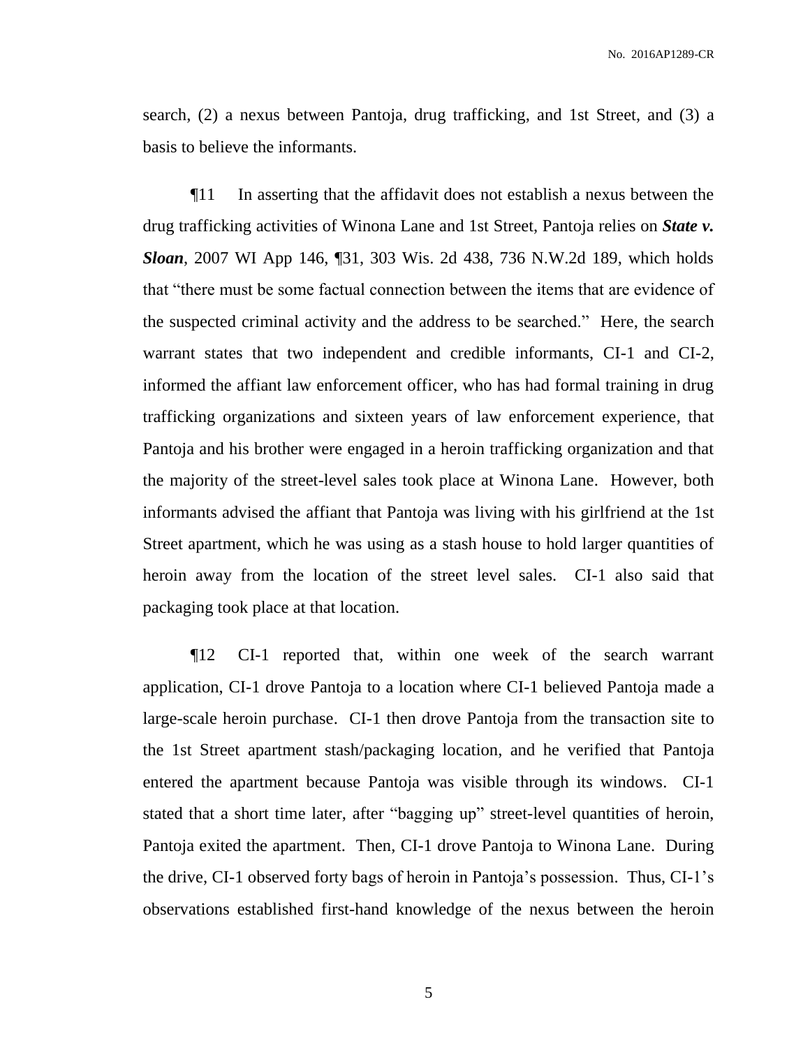search, (2) a nexus between Pantoja, drug trafficking, and 1st Street, and (3) a basis to believe the informants.

¶11 In asserting that the affidavit does not establish a nexus between the drug trafficking activities of Winona Lane and 1st Street, Pantoja relies on ***State v. Sloan***, 2007 WI App 146, ¶31, 303 Wis. 2d 438, 736 N.W.2d 189, which holds that "there must be some factual connection between the items that are evidence of the suspected criminal activity and the address to be searched." Here, the search warrant states that two independent and credible informants, CI-1 and CI-2, informed the affiant law enforcement officer, who has had formal training in drug trafficking organizations and sixteen years of law enforcement experience, that Pantoja and his brother were engaged in a heroin trafficking organization and that the majority of the street-level sales took place at Winona Lane. However, both informants advised the affiant that Pantoja was living with his girlfriend at the 1st Street apartment, which he was using as a stash house to hold larger quantities of heroin away from the location of the street level sales. CI-1 also said that packaging took place at that location.

¶12 CI-1 reported that, within one week of the search warrant application, CI-1 drove Pantoja to a location where CI-1 believed Pantoja made a large-scale heroin purchase. CI-1 then drove Pantoja from the transaction site to the 1st Street apartment stash/packaging location, and he verified that Pantoja entered the apartment because Pantoja was visible through its windows. CI-1 stated that a short time later, after "bagging up" street-level quantities of heroin, Pantoja exited the apartment. Then, CI-1 drove Pantoja to Winona Lane. During the drive, CI-1 observed forty bags of heroin in Pantoja's possession. Thus, CI-1's observations established first-hand knowledge of the nexus between the heroin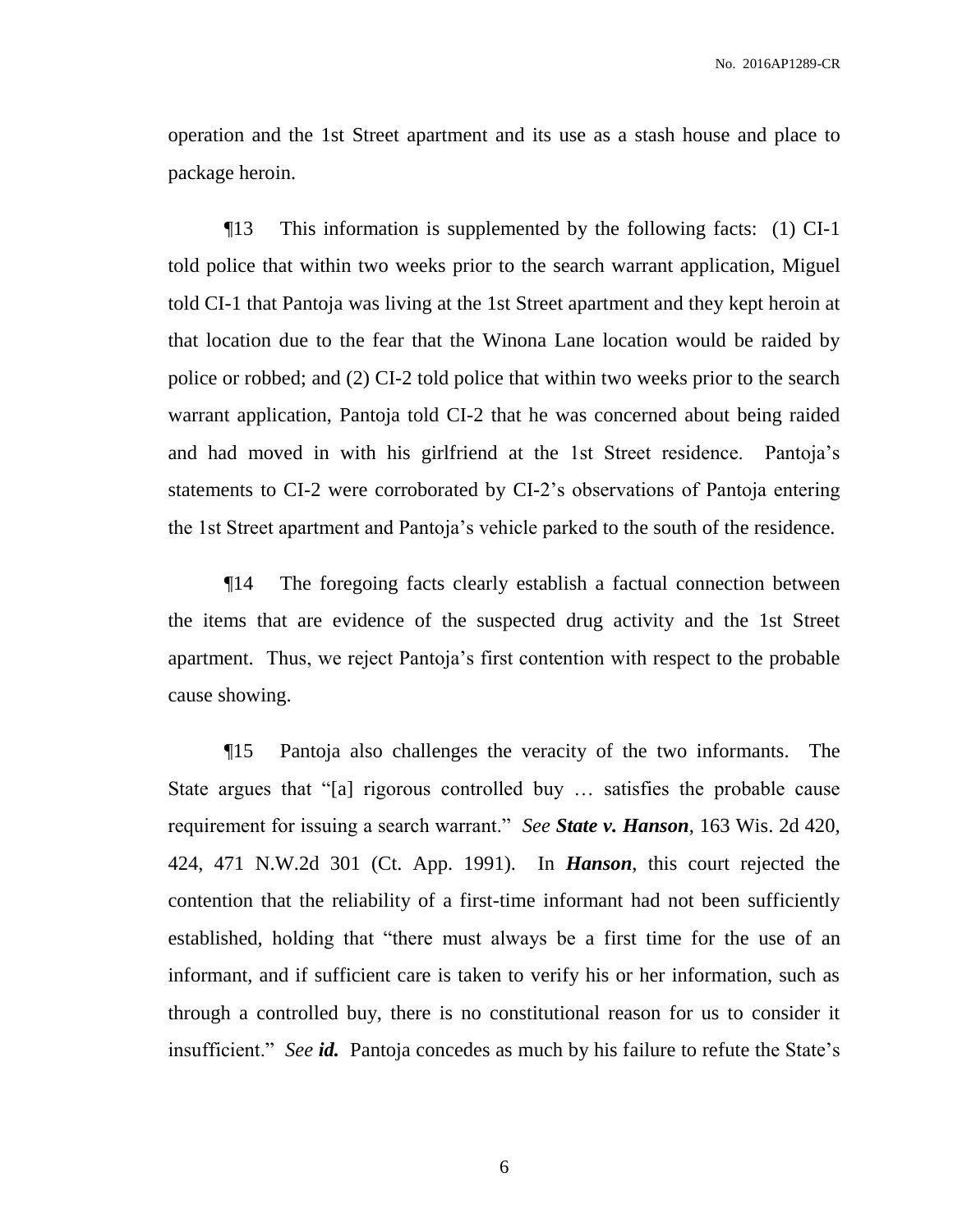operation and the 1st Street apartment and its use as a stash house and place to package heroin.

¶13 This information is supplemented by the following facts: (1) CI-1 told police that within two weeks prior to the search warrant application, Miguel told CI-1 that Pantoja was living at the 1st Street apartment and they kept heroin at that location due to the fear that the Winona Lane location would be raided by police or robbed; and (2) CI-2 told police that within two weeks prior to the search warrant application, Pantoja told CI-2 that he was concerned about being raided and had moved in with his girlfriend at the 1st Street residence. Pantoja's statements to CI-2 were corroborated by CI-2's observations of Pantoja entering the 1st Street apartment and Pantoja's vehicle parked to the south of the residence.

¶14 The foregoing facts clearly establish a factual connection between the items that are evidence of the suspected drug activity and the 1st Street apartment. Thus, we reject Pantoja's first contention with respect to the probable cause showing.

¶15 Pantoja also challenges the veracity of the two informants. The State argues that "[a] rigorous controlled buy … satisfies the probable cause requirement for issuing a search warrant." *See* ***State v. Hanson***, 163 Wis. 2d 420, 424, 471 N.W.2d 301 (Ct. App. 1991). In ***Hanson***, this court rejected the contention that the reliability of a first-time informant had not been sufficiently established, holding that "there must always be a first time for the use of an informant, and if sufficient care is taken to verify his or her information, such as through a controlled buy, there is no constitutional reason for us to consider it insufficient." *See* ***id.*** Pantoja concedes as much by his failure to refute the State's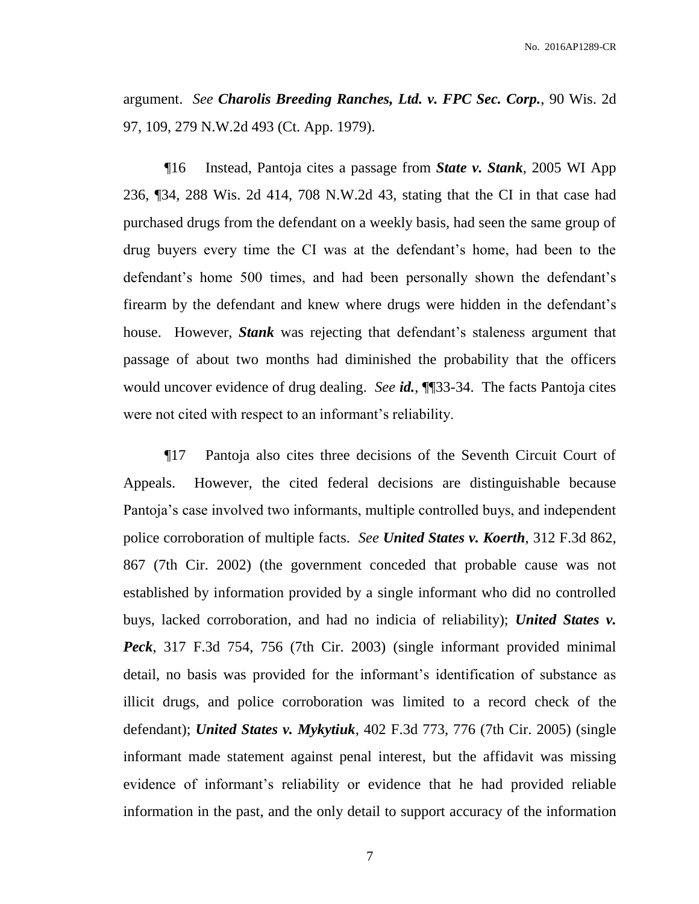argument. *See* ***Charolis Breeding Ranches, Ltd. v. FPC Sec. Corp.***, 90 Wis. 2d 97, 109, 279 N.W.2d 493 (Ct. App. 1979).

¶16 Instead, Pantoja cites a passage from ***State v. Stank***, 2005 WI App 236, ¶34, 288 Wis. 2d 414, 708 N.W.2d 43, stating that the CI in that case had purchased drugs from the defendant on a weekly basis, had seen the same group of drug buyers every time the CI was at the defendant's home, had been to the defendant's home 500 times, and had been personally shown the defendant's firearm by the defendant and knew where drugs were hidden in the defendant's house. However, ***Stank*** was rejecting that defendant's staleness argument that passage of about two months had diminished the probability that the officers would uncover evidence of drug dealing. *See* ***id.***, ¶¶33-34. The facts Pantoja cites were not cited with respect to an informant's reliability.

¶17 Pantoja also cites three decisions of the Seventh Circuit Court of Appeals. However, the cited federal decisions are distinguishable because Pantoja's case involved two informants, multiple controlled buys, and independent police corroboration of multiple facts. *See* ***United States v. Koerth***, 312 F.3d 862, 867 (7th Cir. 2002) (the government conceded that probable cause was not established by information provided by a single informant who did no controlled buys, lacked corroboration, and had no indicia of reliability); ***United States v. Peck***, 317 F.3d 754, 756 (7th Cir. 2003) (single informant provided minimal detail, no basis was provided for the informant's identification of substance as illicit drugs, and police corroboration was limited to a record check of the defendant); ***United States v. Mykytiuk***, 402 F.3d 773, 776 (7th Cir. 2005) (single informant made statement against penal interest, but the affidavit was missing evidence of informant's reliability or evidence that he had provided reliable information in the past, and the only detail to support accuracy of the information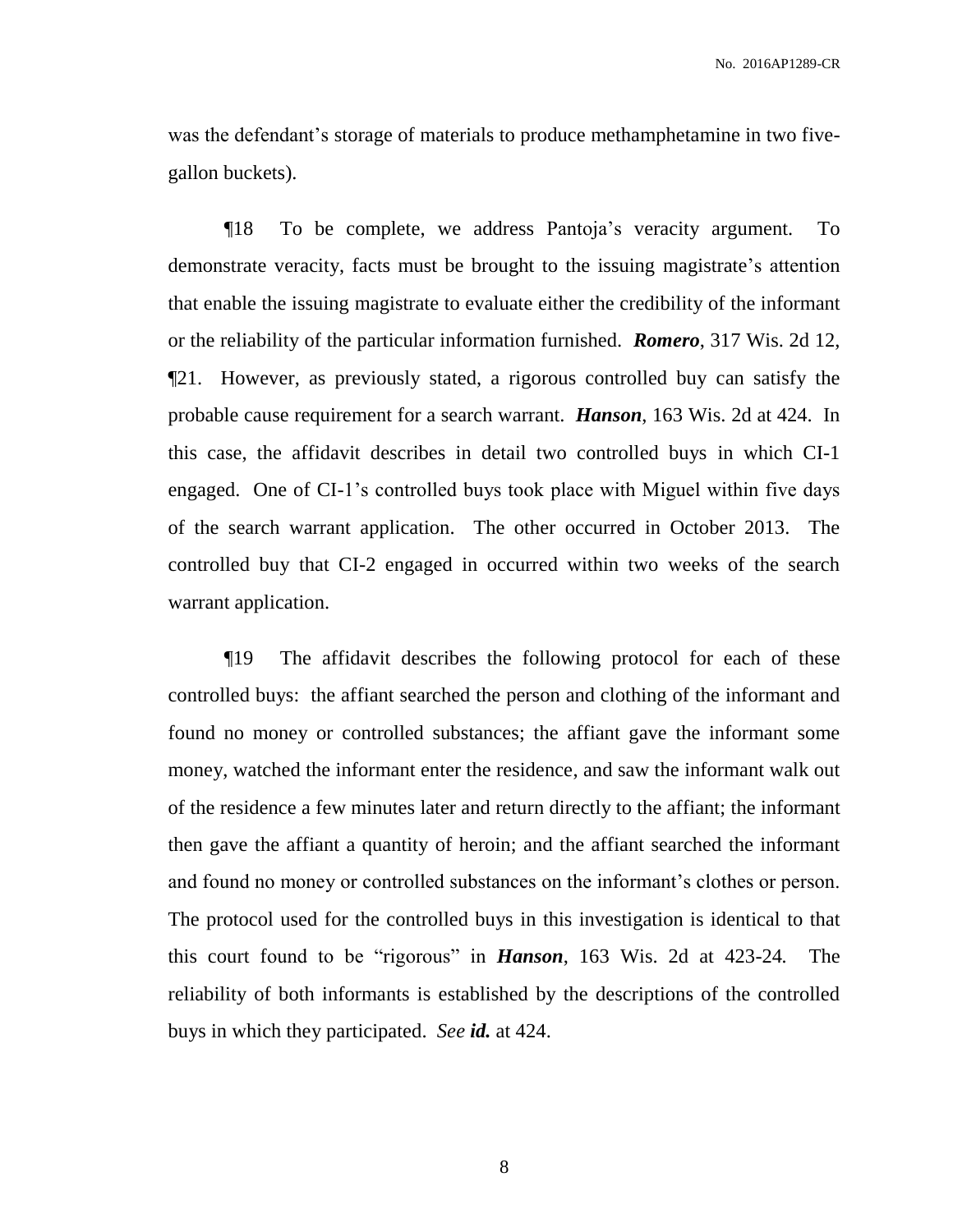was the defendant's storage of materials to produce methamphetamine in two five-gallon buckets).

¶18 To be complete, we address Pantoja's veracity argument. To demonstrate veracity, facts must be brought to the issuing magistrate's attention that enable the issuing magistrate to evaluate either the credibility of the informant or the reliability of the particular information furnished. ***Romero***, 317 Wis. 2d 12, ¶21. However, as previously stated, a rigorous controlled buy can satisfy the probable cause requirement for a search warrant. ***Hanson***, 163 Wis. 2d at 424. In this case, the affidavit describes in detail two controlled buys in which CI-1 engaged. One of CI-1's controlled buys took place with Miguel within five days of the search warrant application. The other occurred in October 2013. The controlled buy that CI-2 engaged in occurred within two weeks of the search warrant application.

¶19 The affidavit describes the following protocol for each of these controlled buys: the affiant searched the person and clothing of the informant and found no money or controlled substances; the affiant gave the informant some money, watched the informant enter the residence, and saw the informant walk out of the residence a few minutes later and return directly to the affiant; the informant then gave the affiant a quantity of heroin; and the affiant searched the informant and found no money or controlled substances on the informant's clothes or person. The protocol used for the controlled buys in this investigation is identical to that this court found to be "rigorous" in ***Hanson***, 163 Wis. 2d at 423-24. The reliability of both informants is established by the descriptions of the controlled buys in which they participated. *See* ***id.*** at 424.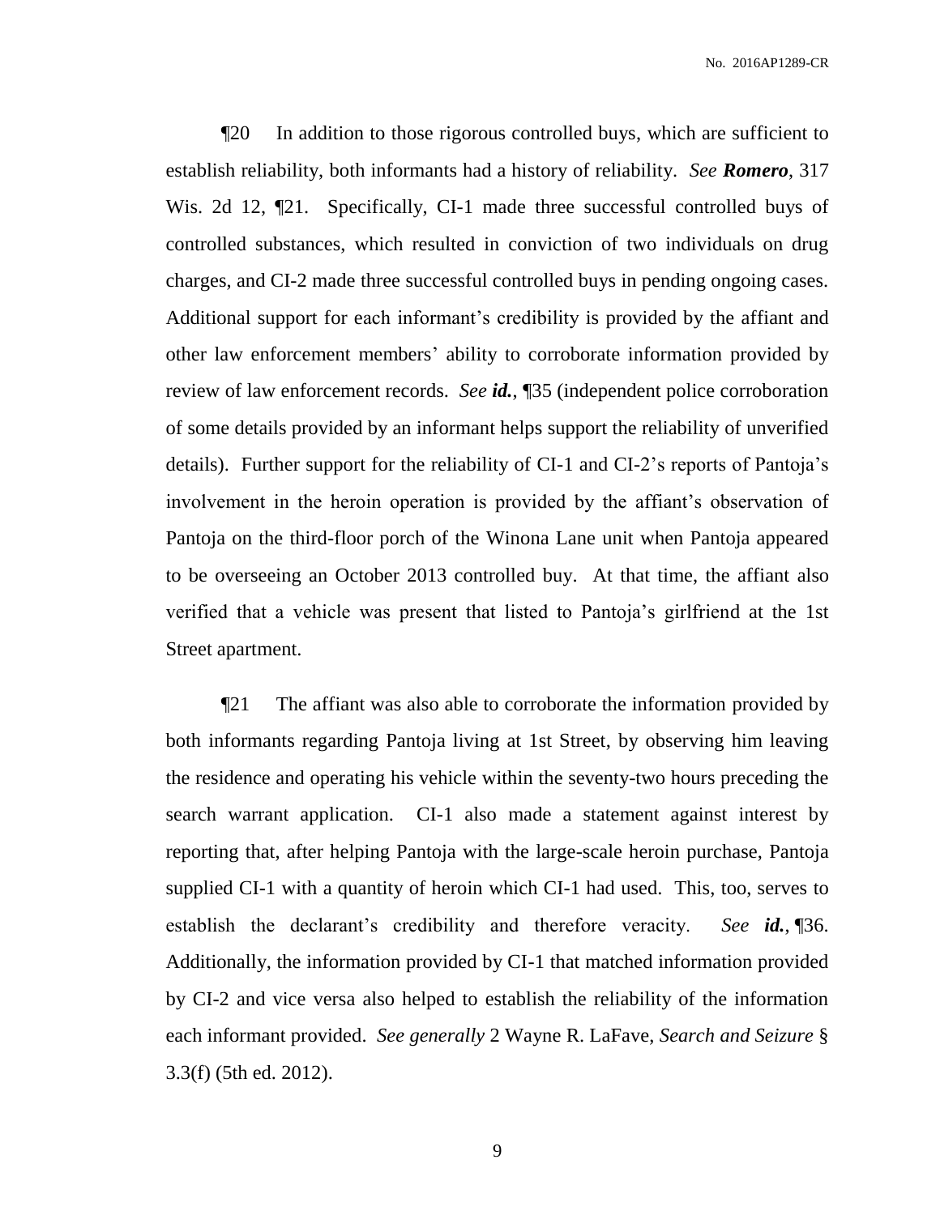¶20 In addition to those rigorous controlled buys, which are sufficient to establish reliability, both informants had a history of reliability. *See* ***Romero***, 317 Wis. 2d 12, ¶21. Specifically, CI-1 made three successful controlled buys of controlled substances, which resulted in conviction of two individuals on drug charges, and CI-2 made three successful controlled buys in pending ongoing cases. Additional support for each informant's credibility is provided by the affiant and other law enforcement members' ability to corroborate information provided by review of law enforcement records. *See* ***id.***, ¶35 (independent police corroboration of some details provided by an informant helps support the reliability of unverified details). Further support for the reliability of CI-1 and CI-2's reports of Pantoja's involvement in the heroin operation is provided by the affiant's observation of Pantoja on the third-floor porch of the Winona Lane unit when Pantoja appeared to be overseeing an October 2013 controlled buy. At that time, the affiant also verified that a vehicle was present that listed to Pantoja's girlfriend at the 1st Street apartment.

¶21 The affiant was also able to corroborate the information provided by both informants regarding Pantoja living at 1st Street, by observing him leaving the residence and operating his vehicle within the seventy-two hours preceding the search warrant application. CI-1 also made a statement against interest by reporting that, after helping Pantoja with the large-scale heroin purchase, Pantoja supplied CI-1 with a quantity of heroin which CI-1 had used. This, too, serves to establish the declarant's credibility and therefore veracity. *See* ***id.***, ¶36. Additionally, the information provided by CI-1 that matched information provided by CI-2 and vice versa also helped to establish the reliability of the information each informant provided. *See generally* 2 Wayne R. LaFave, *Search and Seizure* § 3.3(f) (5th ed. 2012).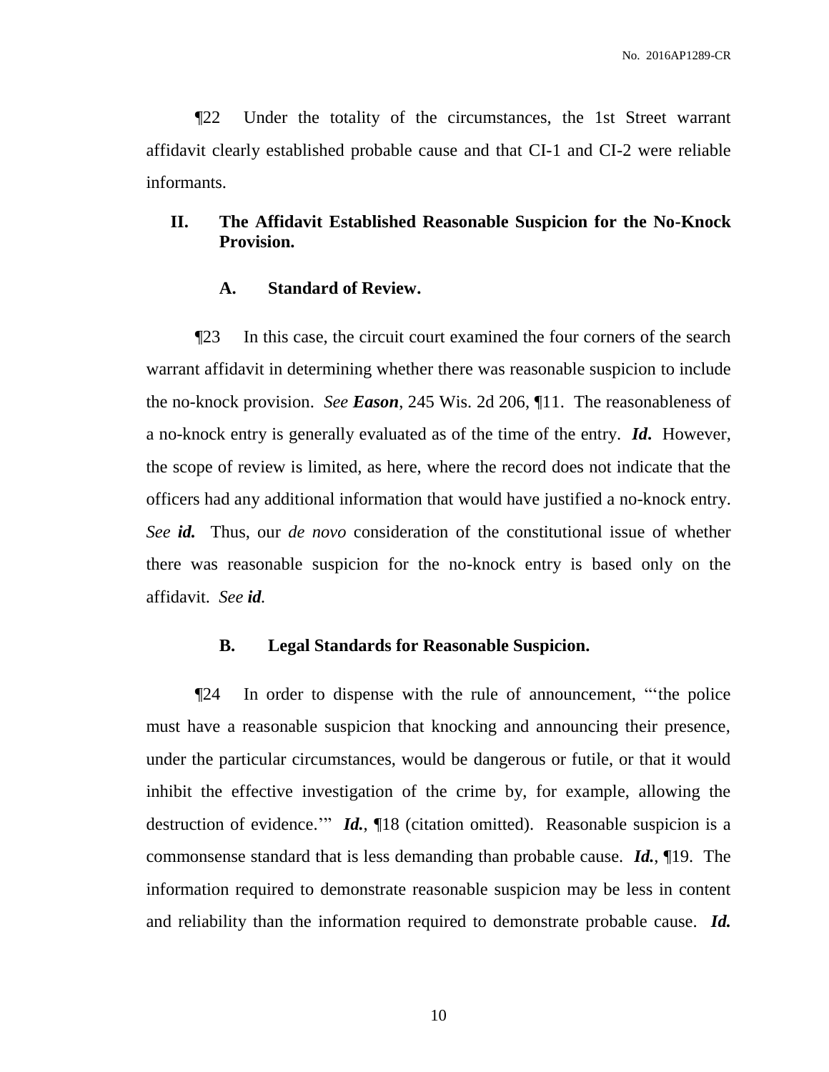¶22 Under the totality of the circumstances, the 1st Street warrant affidavit clearly established probable cause and that CI-1 and CI-2 were reliable informants.

## II. The Affidavit Established Reasonable Suspicion for the No-Knock Provision.

### A. Standard of Review.

¶23 In this case, the circuit court examined the four corners of the search warrant affidavit in determining whether there was reasonable suspicion to include the no-knock provision. *See **Eason***, 245 Wis. 2d 206, ¶11. The reasonableness of a no-knock entry is generally evaluated as of the time of the entry. ***Id***. However, the scope of review is limited, as here, where the record does not indicate that the officers had any additional information that would have justified a no-knock entry. *See **id.*** Thus, our *de novo* consideration of the constitutional issue of whether there was reasonable suspicion for the no-knock entry is based only on the affidavit. *See **id***.

### B. Legal Standards for Reasonable Suspicion.

¶24 In order to dispense with the rule of announcement, "'the police must have a reasonable suspicion that knocking and announcing their presence, under the particular circumstances, would be dangerous or futile, or that it would inhibit the effective investigation of the crime by, for example, allowing the destruction of evidence.'" ***Id.***, ¶18 (citation omitted). Reasonable suspicion is a commonsense standard that is less demanding than probable cause. ***Id.***, ¶19. The information required to demonstrate reasonable suspicion may be less in content and reliability than the information required to demonstrate probable cause. ***Id.***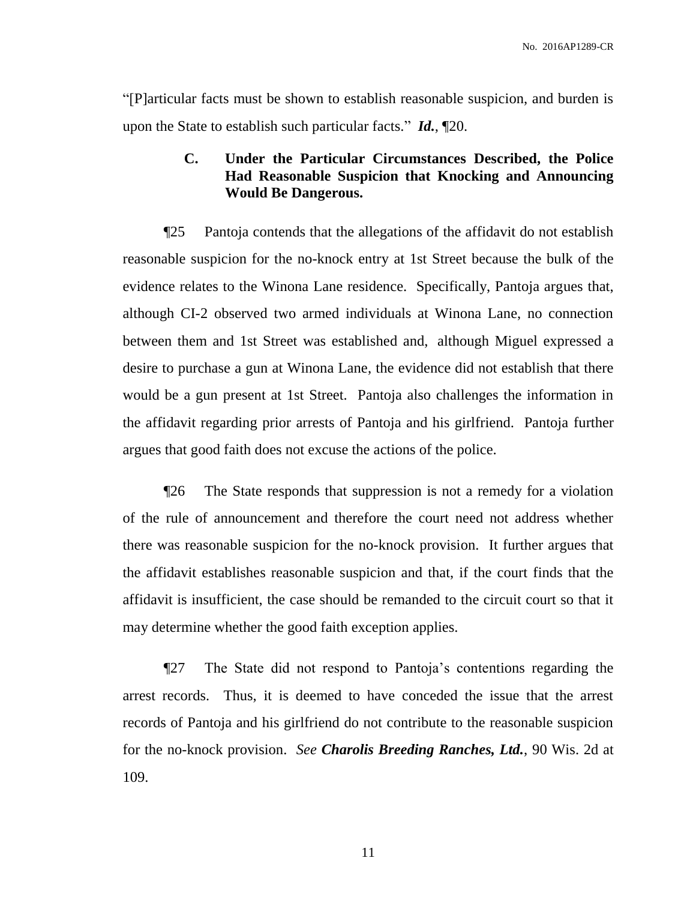"[P]articular facts must be shown to establish reasonable suspicion, and burden is upon the State to establish such particular facts." ***Id.***, ¶20.

### C. Under the Particular Circumstances Described, the Police Had Reasonable Suspicion that Knocking and Announcing Would Be Dangerous.

¶25 Pantoja contends that the allegations of the affidavit do not establish reasonable suspicion for the no-knock entry at 1st Street because the bulk of the evidence relates to the Winona Lane residence. Specifically, Pantoja argues that, although CI-2 observed two armed individuals at Winona Lane, no connection between them and 1st Street was established and, although Miguel expressed a desire to purchase a gun at Winona Lane, the evidence did not establish that there would be a gun present at 1st Street. Pantoja also challenges the information in the affidavit regarding prior arrests of Pantoja and his girlfriend. Pantoja further argues that good faith does not excuse the actions of the police.

¶26 The State responds that suppression is not a remedy for a violation of the rule of announcement and therefore the court need not address whether there was reasonable suspicion for the no-knock provision. It further argues that the affidavit establishes reasonable suspicion and that, if the court finds that the affidavit is insufficient, the case should be remanded to the circuit court so that it may determine whether the good faith exception applies.

¶27 The State did not respond to Pantoja's contentions regarding the arrest records. Thus, it is deemed to have conceded the issue that the arrest records of Pantoja and his girlfriend do not contribute to the reasonable suspicion for the no-knock provision. *See* ***Charolis Breeding Ranches, Ltd.***, 90 Wis. 2d at 109.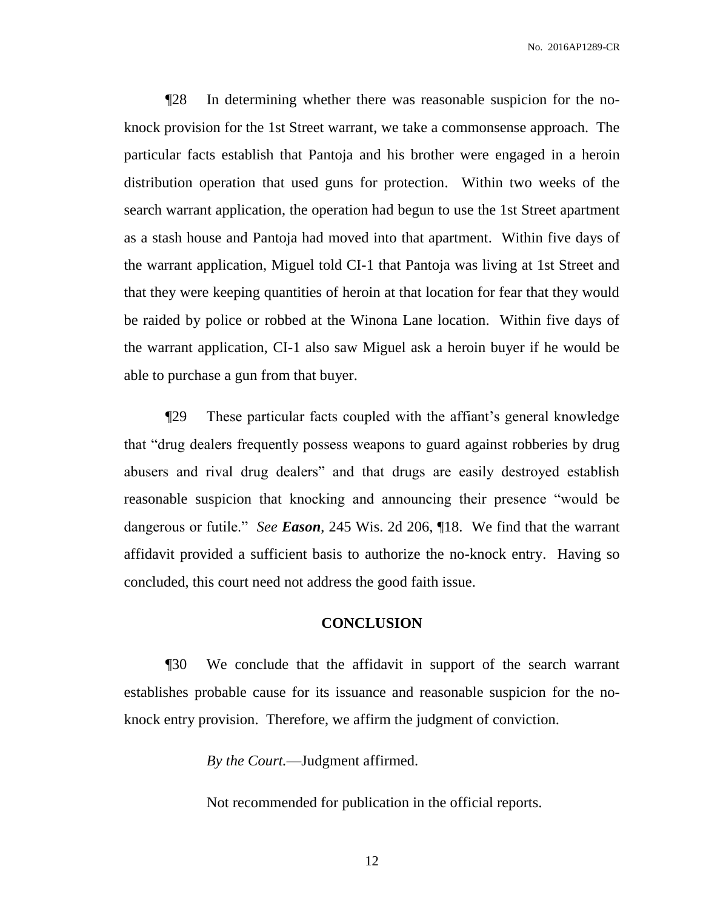¶28 In determining whether there was reasonable suspicion for the no-knock provision for the 1st Street warrant, we take a commonsense approach. The particular facts establish that Pantoja and his brother were engaged in a heroin distribution operation that used guns for protection. Within two weeks of the search warrant application, the operation had begun to use the 1st Street apartment as a stash house and Pantoja had moved into that apartment. Within five days of the warrant application, Miguel told CI-1 that Pantoja was living at 1st Street and that they were keeping quantities of heroin at that location for fear that they would be raided by police or robbed at the Winona Lane location. Within five days of the warrant application, CI-1 also saw Miguel ask a heroin buyer if he would be able to purchase a gun from that buyer.

¶29 These particular facts coupled with the affiant's general knowledge that "drug dealers frequently possess weapons to guard against robberies by drug abusers and rival drug dealers" and that drugs are easily destroyed establish reasonable suspicion that knocking and announcing their presence "would be dangerous or futile." *See **Eason***, 245 Wis. 2d 206, ¶18. We find that the warrant affidavit provided a sufficient basis to authorize the no-knock entry. Having so concluded, this court need not address the good faith issue.

## CONCLUSION

¶30 We conclude that the affidavit in support of the search warrant establishes probable cause for its issuance and reasonable suspicion for the no-knock entry provision. Therefore, we affirm the judgment of conviction.

*By the Court.*—Judgment affirmed.

Not recommended for publication in the official reports.